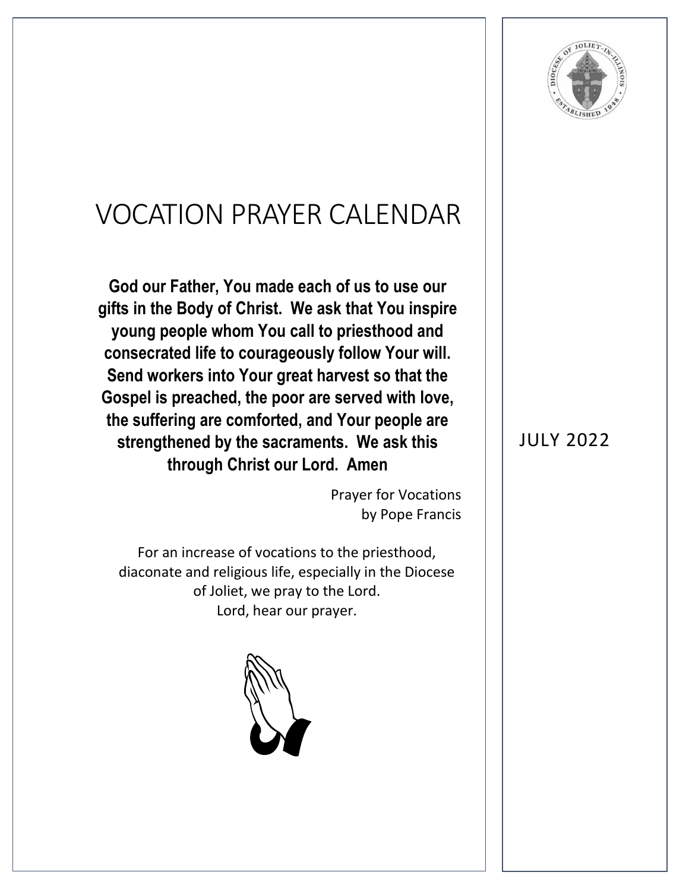# VOCATION PRAYER CALENDAR

**God our Father, You made each of us to use our gifts in the Body of Christ. We ask that You inspire young people whom You call to priesthood and consecrated life to courageously follow Your will. Send workers into Your great harvest so that the Gospel is preached, the poor are served with love, the suffering are comforted, and Your people are strengthened by the sacraments. We ask this through Christ our Lord. Amen**

Prayer for Vocations
by Pope Francis

For an increase of vocations to the priesthood, diaconate and religious life, especially in the Diocese of Joliet, we pray to the Lord.
Lord, hear our prayer.

JULY 2022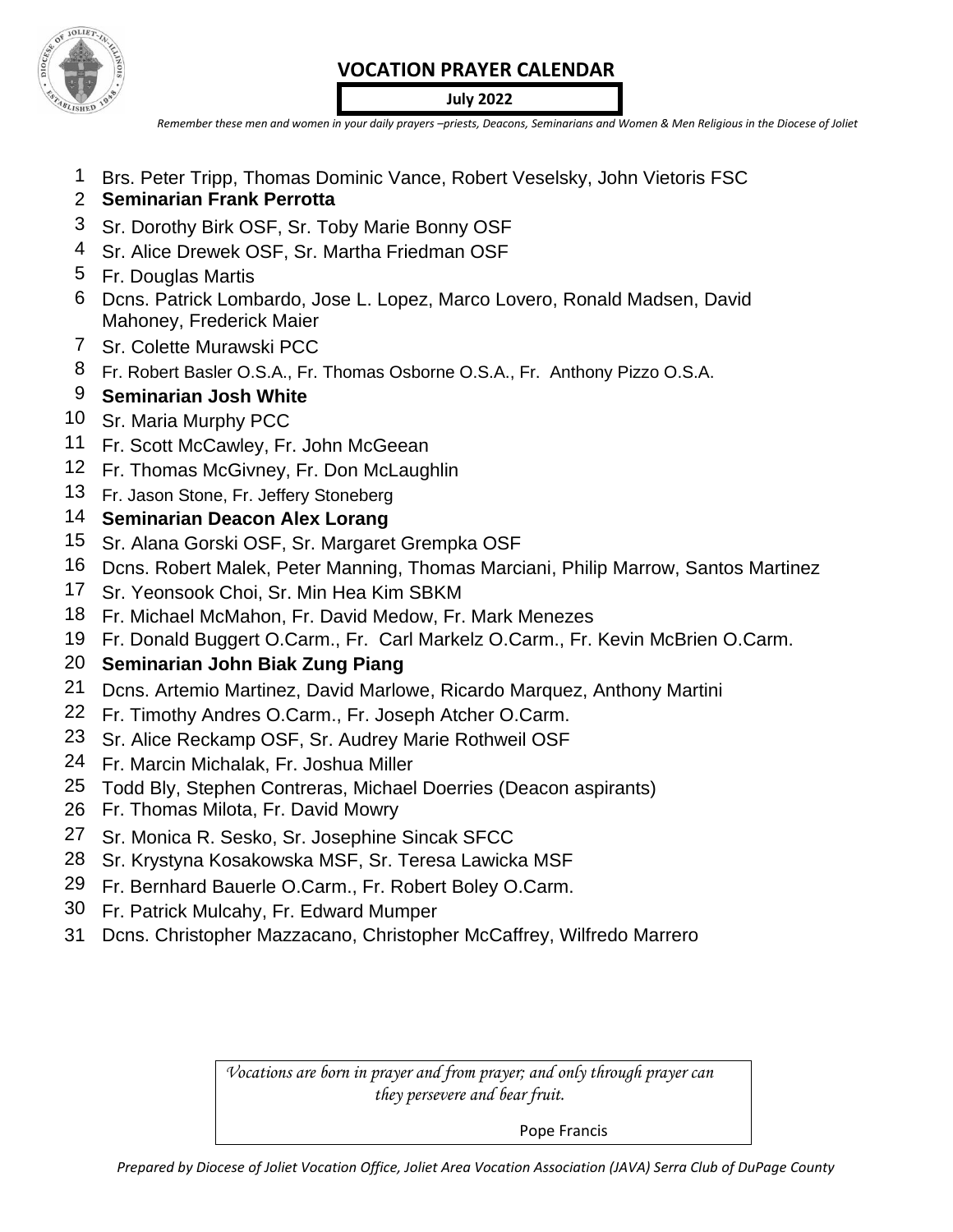# VOCATION PRAYER CALENDAR

**July 2022**

*Remember these men and women in your daily prayers –priests, Deacons, Seminarians and Women & Men Religious in the Diocese of Joliet*

1 Brs. Peter Tripp, Thomas Dominic Vance, Robert Veselsky, John Vietoris FSC
2 **Seminarian Frank Perrotta**
3 Sr. Dorothy Birk OSF, Sr. Toby Marie Bonny OSF
4 Sr. Alice Drewek OSF, Sr. Martha Friedman OSF
5 Fr. Douglas Martis
6 Dcns. Patrick Lombardo, Jose L. Lopez, Marco Lovero, Ronald Madsen, David Mahoney, Frederick Maier
7 Sr. Colette Murawski PCC
8 Fr. Robert Basler O.S.A., Fr. Thomas Osborne O.S.A., Fr. Anthony Pizzo O.S.A.
9 **Seminarian Josh White**
10 Sr. Maria Murphy PCC
11 Fr. Scott McCawley, Fr. John McGeean
12 Fr. Thomas McGivney, Fr. Don McLaughlin
13 Fr. Jason Stone, Fr. Jeffery Stoneberg
14 **Seminarian Deacon Alex Lorang**
15 Sr. Alana Gorski OSF, Sr. Margaret Grempka OSF
16 Dcns. Robert Malek, Peter Manning, Thomas Marciani, Philip Marrow, Santos Martinez
17 Sr. Yeonsook Choi, Sr. Min Hea Kim SBKM
18 Fr. Michael McMahon, Fr. David Medow, Fr. Mark Menezes
19 Fr. Donald Buggert O.Carm., Fr. Carl Markelz O.Carm., Fr. Kevin McBrien O.Carm.
20 **Seminarian John Biak Zung Piang**
21 Dcns. Artemio Martinez, David Marlowe, Ricardo Marquez, Anthony Martini
22 Fr. Timothy Andres O.Carm., Fr. Joseph Atcher O.Carm.
23 Sr. Alice Reckamp OSF, Sr. Audrey Marie Rothweil OSF
24 Fr. Marcin Michalak, Fr. Joshua Miller
25 Todd Bly, Stephen Contreras, Michael Doerries (Deacon aspirants)
26 Fr. Thomas Milota, Fr. David Mowry
27 Sr. Monica R. Sesko, Sr. Josephine Sincak SFCC
28 Sr. Krystyna Kosakowska MSF, Sr. Teresa Lawicka MSF
29 Fr. Bernhard Bauerle O.Carm., Fr. Robert Boley O.Carm.
30 Fr. Patrick Mulcahy, Fr. Edward Mumper
31 Dcns. Christopher Mazzacano, Christopher McCaffrey, Wilfredo Marrero

*Vocations are born in prayer and from prayer; and only through prayer can they persevere and bear fruit.*

Pope Francis

*Prepared by Diocese of Joliet Vocation Office, Joliet Area Vocation Association (JAVA) Serra Club of DuPage County*